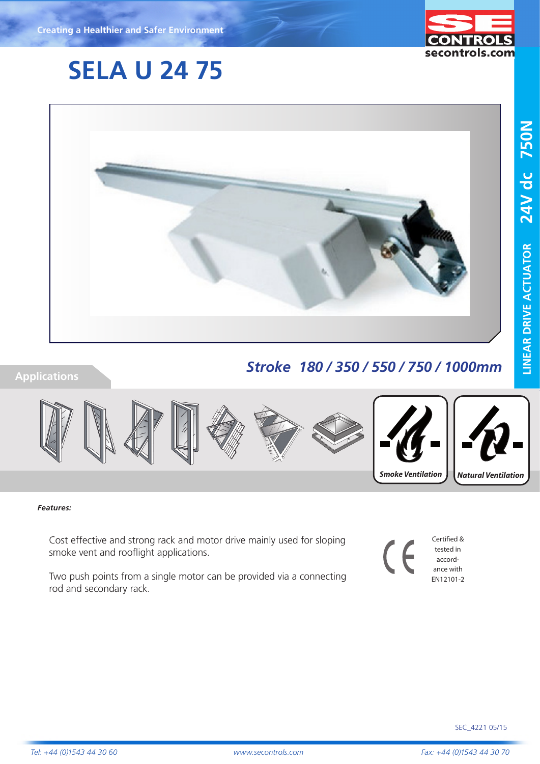Creating a Healthier and Safer Environment

# SELA U 24 75

LINEAR DRIVE ACTUATOR 24V dc 750N

**_Stroke 180 / 350 / 550 / 750 / 1000mm_**

## Applications

Smoke Ventilation

Natural Ventilation

***Features:***

Cost effective and strong rack and motor drive mainly used for sloping smoke vent and rooflight applications.

Two push points from a single motor can be provided via a connecting rod and secondary rack.

CE

Certified & tested in accordance with EN12101-2

SEC_4221 05/15

*Tel: +44 (0)1543 44 30 60* *www.secontrols.com* *Fax: +44 (0)1543 44 30 70*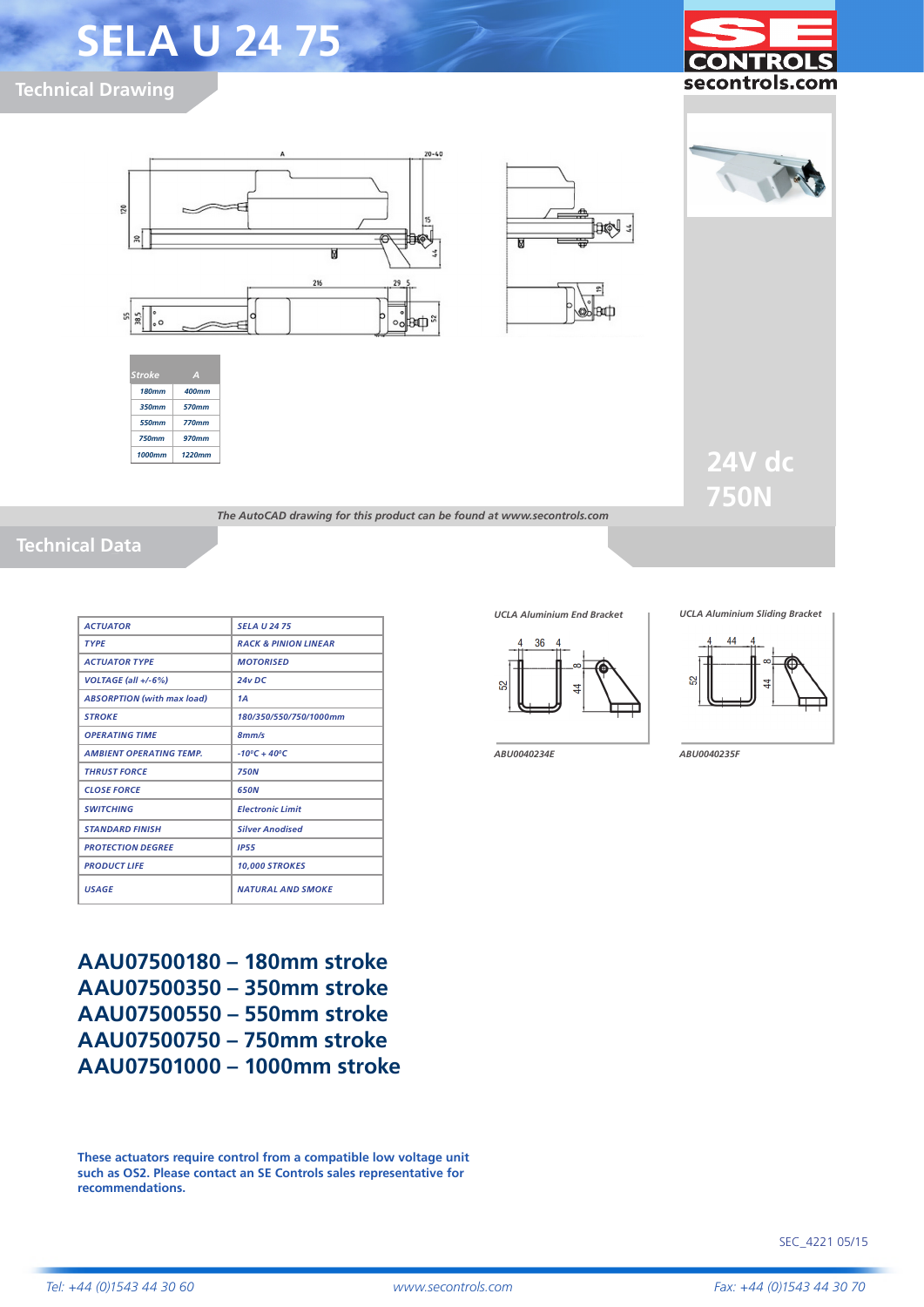# SELA U 24 75

## Technical Drawing

| Stroke | A |
|---|---|
| 180mm | 400mm |
| 350mm | 570mm |
| 550mm | 770mm |
| 750mm | 970mm |
| 1000mm | 1220mm |

24V dc
750N

*The AutoCAD drawing for this product can be found at www.secontrols.com*

## Technical Data

| | |
|---|---|
| ACTUATOR | SELA U 24 75 |
| TYPE | RACK & PINION LINEAR |
| ACTUATOR TYPE | MOTORISED |
| VOLTAGE (all +/-6%) | 24v DC |
| ABSORPTION (with max load) | 1A |
| STROKE | 180/350/550/750/1000mm |
| OPERATING TIME | 8mm/s |
| AMBIENT OPERATING TEMP. | -10ºC + 40ºC |
| THRUST FORCE | 750N |
| CLOSE FORCE | 650N |
| SWITCHING | Electronic Limit |
| STANDARD FINISH | Silver Anodised |
| PROTECTION DEGREE | IP55 |
| PRODUCT LIFE | 10,000 STROKES |
| USAGE | NATURAL AND SMOKE |

*UCLA Aluminium End Bracket*

*ABU0040234E*

*UCLA Aluminium Sliding Bracket*

*ABU0040235F*

**AAU07500180 – 180mm stroke**
**AAU07500350 – 350mm stroke**
**AAU07500550 – 550mm stroke**
**AAU07500750 – 750mm stroke**
**AAU07501000 – 1000mm stroke**

**These actuators require control from a compatible low voltage unit such as OS2. Please contact an SE Controls sales representative for recommendations.**

SEC_4221 05/15

*Tel: +44 (0)1543 44 30 60* *www.secontrols.com* *Fax: +44 (0)1543 44 30 70*